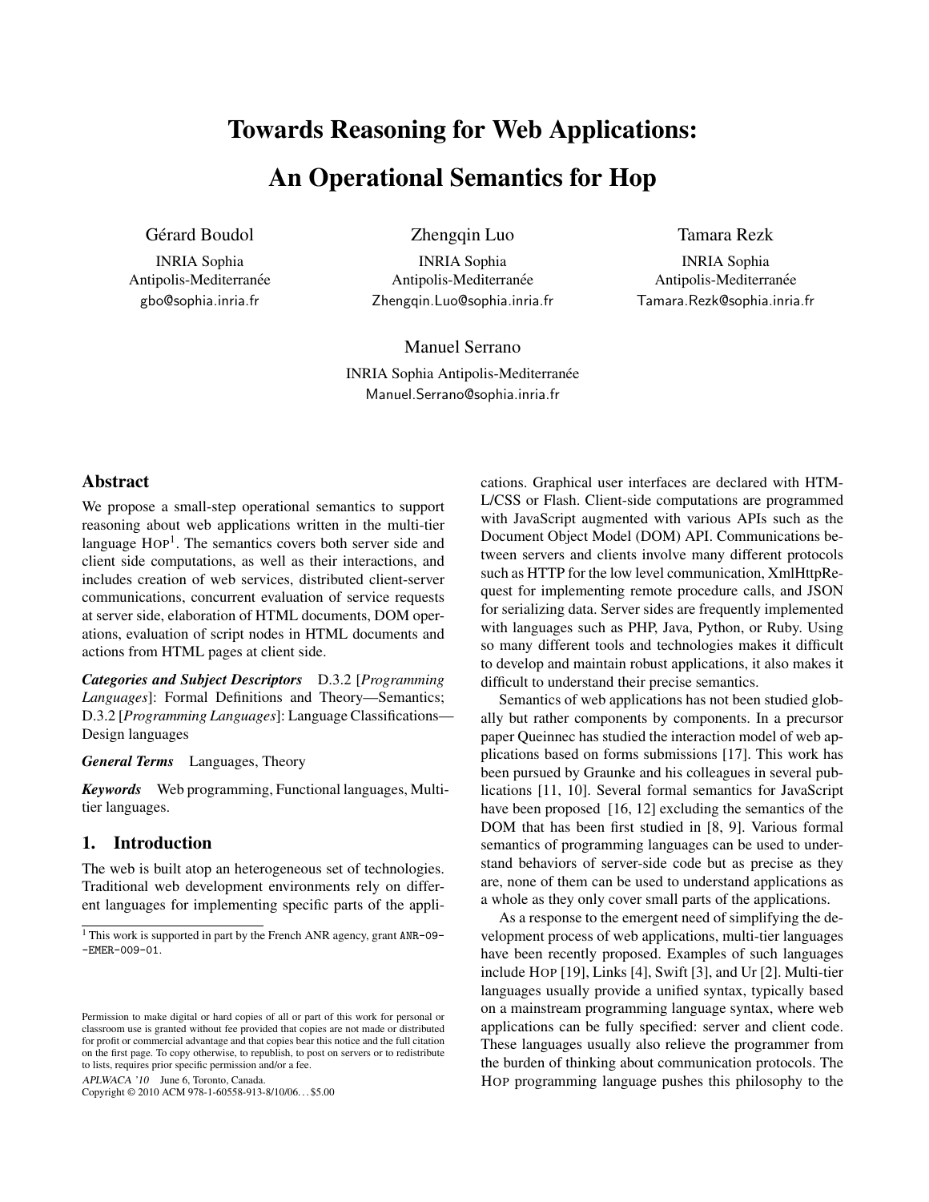# Towards Reasoning for Web Applications: An Operational Semantics for Hop

Gérard Boudol
INRIA Sophia Antipolis-Mediterranée
gbo@sophia.inria.fr

Zhengqin Luo
INRIA Sophia Antipolis-Mediterranée
Zhengqin.Luo@sophia.inria.fr

Tamara Rezk
INRIA Sophia Antipolis-Mediterranée
Tamara.Rezk@sophia.inria.fr

Manuel Serrano
INRIA Sophia Antipolis-Mediterranée
Manuel.Serrano@sophia.inria.fr

## Abstract

We propose a small-step operational semantics to support reasoning about web applications written in the multi-tier language HOP[1]. The semantics covers both server side and client side computations, as well as their interactions, and includes creation of web services, distributed client-server communications, concurrent evaluation of service requests at server side, elaboration of HTML documents, DOM operations, evaluation of script nodes in HTML documents and actions from HTML pages at client side.

***Categories and Subject Descriptors*** D.3.2 [*Programming Languages*]: Formal Definitions and Theory—Semantics; D.3.2 [*Programming Languages*]: Language Classifications—Design languages

***General Terms*** Languages, Theory

***Keywords*** Web programming, Functional languages, Multi-tier languages.

## 1. Introduction

The web is built atop an heterogeneous set of technologies. Traditional web development environments rely on different languages for implementing specific parts of the applications. Graphical user interfaces are declared with HTML/CSS or Flash. Client-side computations are programmed with JavaScript augmented with various APIs such as the Document Object Model (DOM) API. Communications between servers and clients involve many different protocols such as HTTP for the low level communication, XmlHttpRequest for implementing remote procedure calls, and JSON for serializing data. Server sides are frequently implemented with languages such as PHP, Java, Python, or Ruby. Using so many different tools and technologies makes it difficult to develop and maintain robust applications, it also makes it difficult to understand their precise semantics.

Semantics of web applications has not been studied globally but rather components by components. In a precursor paper Queinnec has studied the interaction model of web applications based on forms submissions [17]. This work has been pursued by Graunke and his colleagues in several publications [11, 10]. Several formal semantics for JavaScript have been proposed [16, 12] excluding the semantics of the DOM that has been first studied in [8, 9]. Various formal semantics of programming languages can be used to understand behaviors of server-side code but as precise as they are, none of them can be used to understand applications as a whole as they only cover small parts of the applications.

As a response to the emergent need of simplifying the development process of web applications, multi-tier languages have been recently proposed. Examples of such languages include HOP [19], Links [4], Swift [3], and Ur [2]. Multi-tier languages usually provide a unified syntax, typically based on a mainstream programming language syntax, where web applications can be fully specified: server and client code. These languages usually also relieve the programmer from the burden of thinking about communication protocols. The HOP programming language pushes this philosophy to the

[1] This work is supported in part by the French ANR agency, grant ANR-09--EMER-009-01.

Permission to make digital or hard copies of all or part of this work for personal or classroom use is granted without fee provided that copies are not made or distributed for profit or commercial advantage and that copies bear this notice and the full citation on the first page. To copy otherwise, to republish, to post on servers or to redistribute to lists, requires prior specific permission and/or a fee.

*APLWACA '10* June 6, Toronto, Canada.
Copyright © 2010 ACM 978-1-60558-913-8/10/06...$5.00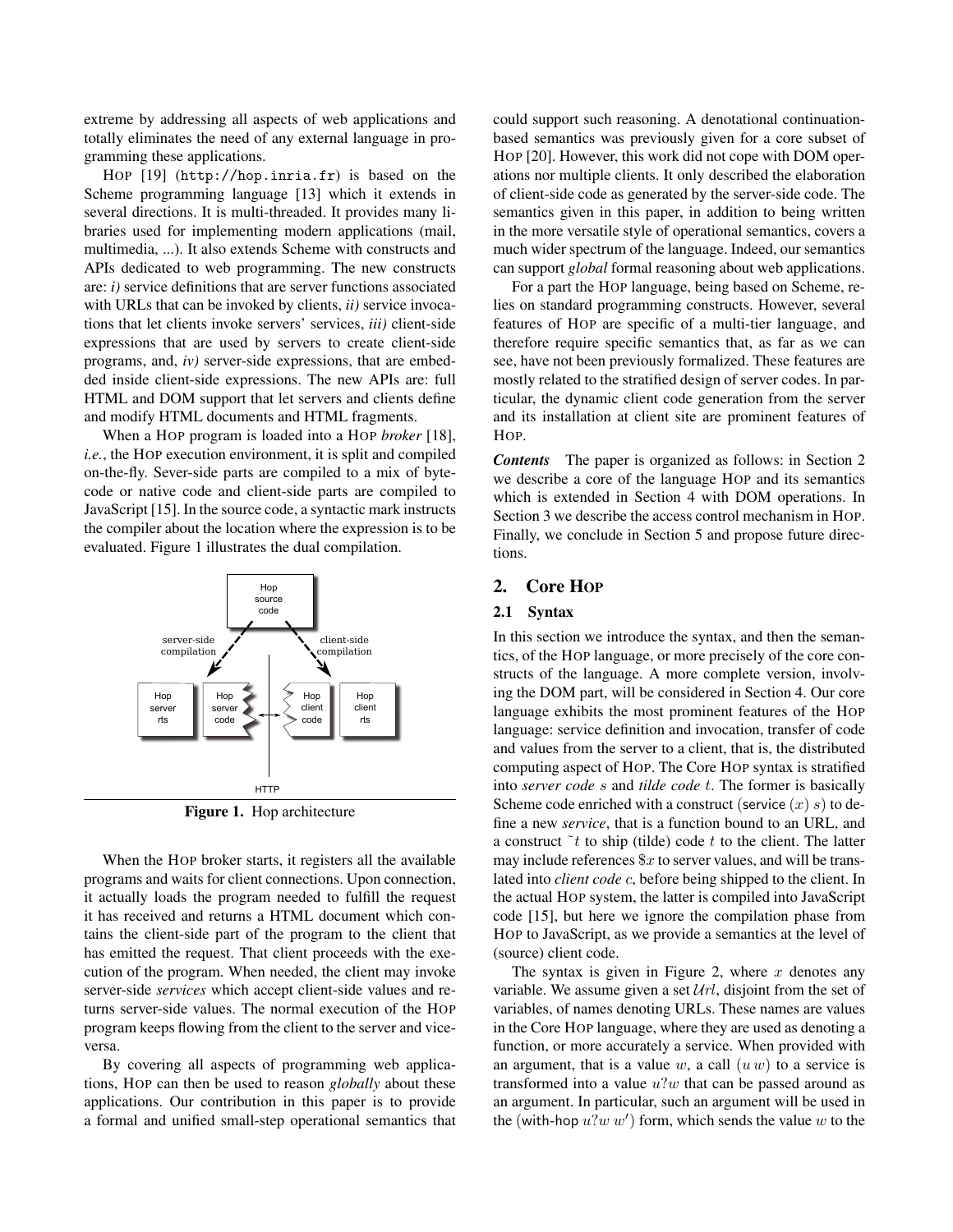extreme by addressing all aspects of web applications and totally eliminates the need of any external language in programming these applications.

HOP [19] (http://hop.inria.fr) is based on the Scheme programming language [13] which it extends in several directions. It is multi-threaded. It provides many libraries used for implementing modern applications (mail, multimedia, ...). It also extends Scheme with constructs and APIs dedicated to web programming. The new constructs are: *i)* service definitions that are server functions associated with URLs that can be invoked by clients, *ii)* service invocations that let clients invoke servers' services, *iii)* client-side expressions that are used by servers to create client-side programs, and, *iv)* server-side expressions, that are embedded inside client-side expressions. The new APIs are: full HTML and DOM support that let servers and clients define and modify HTML documents and HTML fragments.

When a HOP program is loaded into a HOP *broker* [18], *i.e.*, the HOP execution environment, it is split and compiled on-the-fly. Sever-side parts are compiled to a mix of bytecode or native code and client-side parts are compiled to JavaScript [15]. In the source code, a syntactic mark instructs the compiler about the location where the expression is to be evaluated. Figure 1 illustrates the dual compilation.

**Figure 1.** Hop architecture

When the HOP broker starts, it registers all the available programs and waits for client connections. Upon connection, it actually loads the program needed to fulfill the request it has received and returns a HTML document which contains the client-side part of the program to the client that has emitted the request. That client proceeds with the execution of the program. When needed, the client may invoke server-side *services* which accept client-side values and returns server-side values. The normal execution of the HOP program keeps flowing from the client to the server and vice-versa.

By covering all aspects of programming web applications, HOP can then be used to reason *globally* about these applications. Our contribution in this paper is to provide a formal and unified small-step operational semantics that could support such reasoning. A denotational continuation-based semantics was previously given for a core subset of HOP [20]. However, this work did not cope with DOM operations nor multiple clients. It only described the elaboration of client-side code as generated by the server-side code. The semantics given in this paper, in addition to being written in the more versatile style of operational semantics, covers a much wider spectrum of the language. Indeed, our semantics can support *global* formal reasoning about web applications.

For a part the HOP language, being based on Scheme, relies on standard programming constructs. However, several features of HOP are specific of a multi-tier language, and therefore require specific semantics that, as far as we can see, have not been previously formalized. These features are mostly related to the stratified design of server codes. In particular, the dynamic client code generation from the server and its installation at client site are prominent features of HOP.

***Contents*** The paper is organized as follows: in Section 2 we describe a core of the language HOP and its semantics which is extended in Section 4 with DOM operations. In Section 3 we describe the access control mechanism in HOP. Finally, we conclude in Section 5 and propose future directions.

## 2. Core HOP

### 2.1 Syntax

In this section we introduce the syntax, and then the semantics, of the HOP language, or more precisely of the core constructs of the language. A more complete version, involving the DOM part, will be considered in Section 4. Our core language exhibits the most prominent features of the HOP language: service definition and invocation, transfer of code and values from the server to a client, that is, the distributed computing aspect of HOP. The Core HOP syntax is stratified into *server code* $s$ and *tilde code* $t$. The former is basically Scheme code enriched with a construct (service $(x)$ $s$) to define a new *service*, that is a function bound to an URL, and a construct $\tilde{}t$ to ship (tilde) code $t$ to the client. The latter may include references $\$x$ to server values, and will be translated into *client code* $c$, before being shipped to the client. In the actual HOP system, the latter is compiled into JavaScript code [15], but here we ignore the compilation phase from HOP to JavaScript, as we provide a semantics at the level of (source) client code.

The syntax is given in Figure 2, where $x$ denotes any variable. We assume given a set $\mathcal{U}rl$, disjoint from the set of variables, of names denoting URLs. These names are values in the Core HOP language, where they are used as denoting a function, or more accurately a service. When provided with an argument, that is a value $w$, a call $(u\,w)$ to a service is transformed into a value $u?w$ that can be passed around as an argument. In particular, such an argument will be used in the (with-hop $u?w$ $w'$) form, which sends the value $w$ to the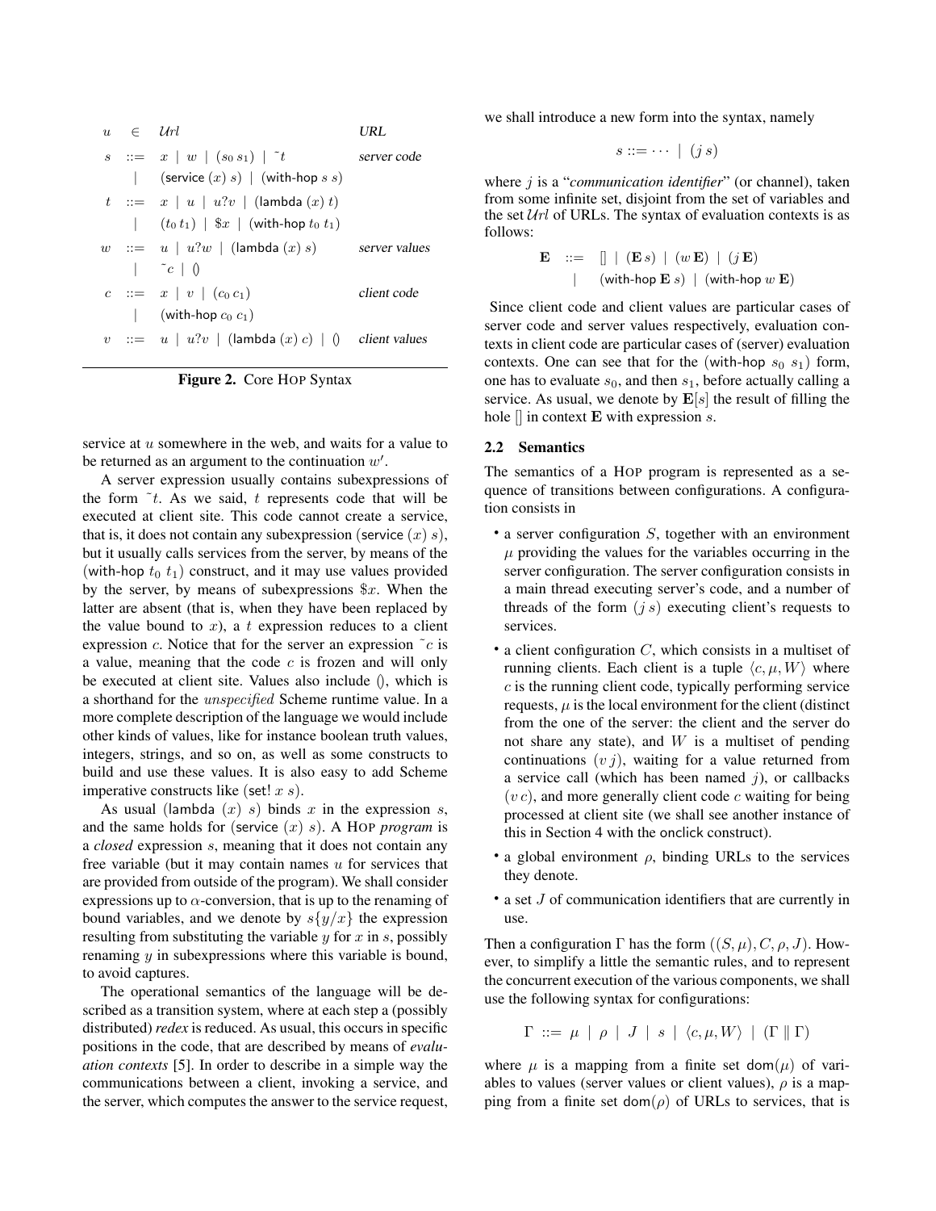$$
\begin{array}{llll}
u & \in & \mathcal{U}rl & \textit{URL} \\
s & ::= & x \mid w \mid (s_0\, s_1) \mid \tilde{}t & \textit{server code} \\
 & \mid & (\mathsf{service}\ (x)\ s) \mid (\mathsf{with\text{-}hop}\ s\ s) & \\
t & ::= & x \mid u \mid u?v \mid (\mathsf{lambda}\ (x)\ t) & \\
 & \mid & (t_0\, t_1) \mid \$x \mid (\mathsf{with\text{-}hop}\ t_0\ t_1) & \\
w & ::= & u \mid u?w \mid (\mathsf{lambda}\ (x)\ s) & \textit{server values} \\
 & \mid & \tilde{}c \mid () & \\
c & ::= & x \mid v \mid (c_0\, c_1) & \textit{client code} \\
 & \mid & (\mathsf{with\text{-}hop}\ c_0\ c_1) & \\
v & ::= & u \mid u?v \mid (\mathsf{lambda}\ (x)\ c) \mid () & \textit{client values}
\end{array}
$$

**Figure 2.** Core HOP Syntax

service at $u$ somewhere in the web, and waits for a value to be returned as an argument to the continuation $w'$.

A server expression usually contains subexpressions of the form $\tilde{}t$. As we said, $t$ represents code that will be executed at client site. This code cannot create a service, that is, it does not contain any subexpression (service $(x)$ $s$), but it usually calls services from the server, by means of the (with-hop $t_0$ $t_1$) construct, and it may use values provided by the server, by means of subexpressions $\$x$. When the latter are absent (that is, when they have been replaced by the value bound to $x$), a $t$ expression reduces to a client expression $c$. Notice that for the server an expression $\tilde{}c$ is a value, meaning that the code $c$ is frozen and will only be executed at client site. Values also include (), which is a shorthand for the *unspecified* Scheme runtime value. In a more complete description of the language we would include other kinds of values, like for instance boolean truth values, integers, strings, and so on, as well as some constructs to build and use these values. It is also easy to add Scheme imperative constructs like (set! $x$ $s$).

As usual (lambda $(x)$ $s$) binds $x$ in the expression $s$, and the same holds for (service $(x)$ $s$). A HOP *program* is a *closed* expression $s$, meaning that it does not contain any free variable (but it may contain names $u$ for services that are provided from outside of the program). We shall consider expressions up to $\alpha$-conversion, that is up to the renaming of bound variables, and we denote by $s\{y/x\}$ the expression resulting from substituting the variable $y$ for $x$ in $s$, possibly renaming $y$ in subexpressions where this variable is bound, to avoid captures.

The operational semantics of the language will be described as a transition system, where at each step a (possibly distributed) *redex* is reduced. As usual, this occurs in specific positions in the code, that are described by means of *evaluation contexts* [5]. In order to describe in a simple way the communications between a client, invoking a service, and the server, which computes the answer to the service request, we shall introduce a new form into the syntax, namely

$$s ::= \cdots \mid (j\ s)$$

where $j$ is a "*communication identifier*" (or channel), taken from some infinite set, disjoint from the set of variables and the set $\mathcal{U}rl$ of URLs. The syntax of evaluation contexts is as follows:

$$
\begin{array}{lll}
\mathbf{E} & ::= & [] \mid (\mathbf{E}\, s) \mid (w\, \mathbf{E}) \mid (j\, \mathbf{E}) \\
 & \mid & (\mathsf{with\text{-}hop}\ \mathbf{E}\ s) \mid (\mathsf{with\text{-}hop}\ w\ \mathbf{E})
\end{array}
$$

Since client code and client values are particular cases of server code and server values respectively, evaluation contexts in client code are particular cases of (server) evaluation contexts. One can see that for the (with-hop $s_0$ $s_1$) form, one has to evaluate $s_0$, and then $s_1$, before actually calling a service. As usual, we denote by $\mathbf{E}[s]$ the result of filling the hole [] in context $\mathbf{E}$ with expression $s$.

### 2.2 Semantics

The semantics of a HOP program is represented as a sequence of transitions between configurations. A configuration consists in

- a server configuration $S$, together with an environment $\mu$ providing the values for the variables occurring in the server configuration. The server configuration consists in a main thread executing server's code, and a number of threads of the form $(j\ s)$ executing client's requests to services.
- a client configuration $C$, which consists in a multiset of running clients. Each client is a tuple $\langle c, \mu, W\rangle$ where $c$ is the running client code, typically performing service requests, $\mu$ is the local environment for the client (distinct from the one of the server: the client and the server do not share any state), and $W$ is a multiset of pending continuations $(v\ j)$, waiting for a value returned from a service call (which has been named $j$), or callbacks $(v\ c)$, and more generally client code $c$ waiting for being processed at client site (we shall see another instance of this in Section 4 with the onclick construct).
- a global environment $\rho$, binding URLs to the services they denote.
- a set $J$ of communication identifiers that are currently in use.

Then a configuration $\Gamma$ has the form $((S, \mu), C, \rho, J)$. However, to simplify a little the semantic rules, and to represent the concurrent execution of the various components, we shall use the following syntax for configurations:

$$\Gamma ::= \mu \mid \rho \mid J \mid s \mid \langle c, \mu, W\rangle \mid (\Gamma \parallel \Gamma)$$

where $\mu$ is a mapping from a finite set $\mathsf{dom}(\mu)$ of variables to values (server values or client values), $\rho$ is a mapping from a finite set $\mathsf{dom}(\rho)$ of URLs to services, that is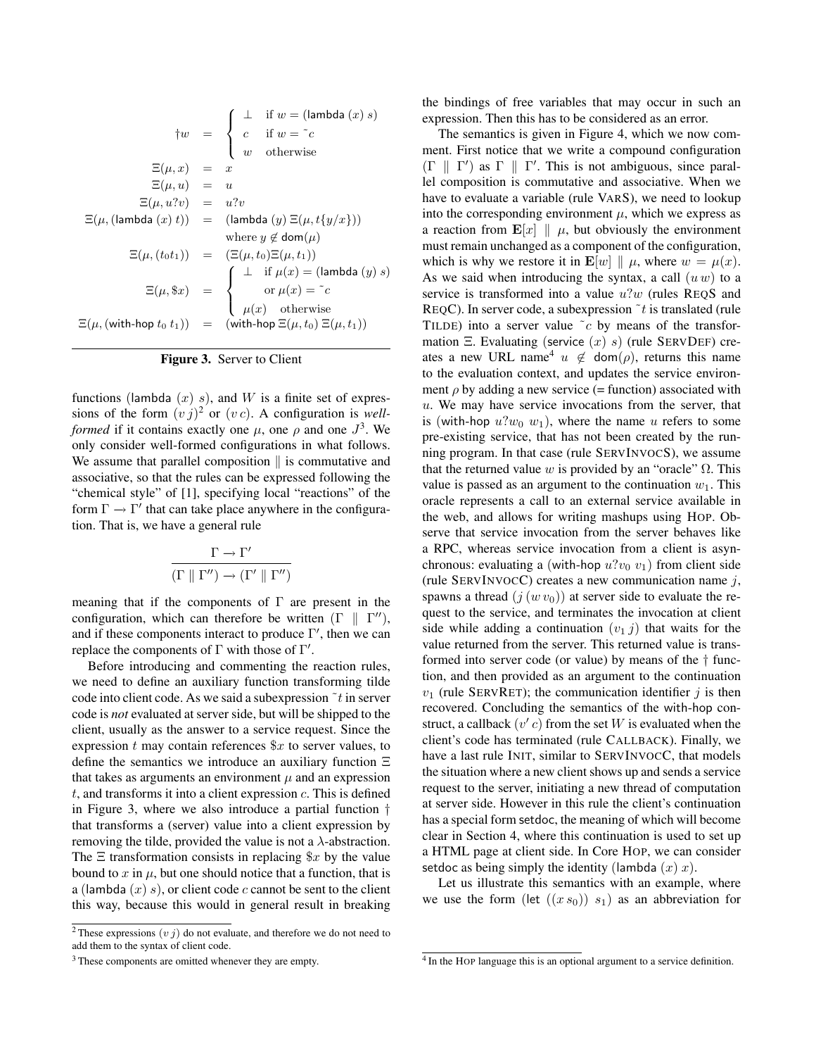$$
\begin{array}{rcl}
\dagger w & = & \left\{ \begin{array}{ll} \bot & \text{if } w = (\mathsf{lambda}\ (x)\ s) \\ c & \text{if } w = \tilde{\ } c \\ w & \text{otherwise} \end{array} \right. \\
\Xi(\mu, x) & = & x \\
\Xi(\mu, u) & = & u \\
\Xi(\mu, u?v) & = & u?v \\
\Xi(\mu, (\mathsf{lambda}\ (x)\ t)) & = & (\mathsf{lambda}\ (y)\ \Xi(\mu, t\{y/x\})) \\
& & \text{where } y \notin \mathsf{dom}(\mu) \\
\Xi(\mu, (t_0 t_1)) & = & (\Xi(\mu, t_0)\Xi(\mu, t_1)) \\
\Xi(\mu, \$x) & = & \left\{ \begin{array}{ll} \bot & \text{if } \mu(x) = (\mathsf{lambda}\ (y)\ s) \\ & \text{or } \mu(x) = \tilde{\ } c \\ \mu(x) & \text{otherwise} \end{array} \right. \\
\Xi(\mu, (\mathsf{with\text{-}hop}\ t_0\ t_1)) & = & (\mathsf{with\text{-}hop}\ \Xi(\mu, t_0)\ \Xi(\mu, t_1))
\end{array}
$$

**Figure 3.** Server to Client

functions (lambda $(x)$ $s$), and $W$ is a finite set of expressions of the form $(v\,j)$[2] or $(v\,c)$. A configuration is *well-formed* if it contains exactly one $\mu$, one $\rho$ and one $J$[3]. We only consider well-formed configurations in what follows. We assume that parallel composition $\parallel$ is commutative and associative, so that the rules can be expressed following the "chemical style" of [1], specifying local "reactions" of the form $\Gamma \rightarrow \Gamma'$ that can take place anywhere in the configuration. That is, we have a general rule

$$
\frac{\Gamma \rightarrow \Gamma'}{(\Gamma \parallel \Gamma'') \rightarrow (\Gamma' \parallel \Gamma'')}
$$

meaning that if the components of $\Gamma$ are present in the configuration, which can therefore be written $(\Gamma \parallel \Gamma'')$, and if these components interact to produce $\Gamma'$, then we can replace the components of $\Gamma$ with those of $\Gamma'$.

Before introducing and commenting the reaction rules, we need to define an auxiliary function transforming tilde code into client code. As we said a subexpression $\tilde{\ }t$ in server code is *not* evaluated at server side, but will be shipped to the client, usually as the answer to a service request. Since the expression $t$ may contain references $\$x$ to server values, to define the semantics we introduce an auxiliary function $\Xi$ that takes as arguments an environment $\mu$ and an expression $t$, and transforms it into a client expression $c$. This is defined in Figure 3, where we also introduce a partial function $\dagger$ that transforms a (server) value into a client expression by removing the tilde, provided the value is not a $\lambda$-abstraction. The $\Xi$ transformation consists in replacing $\$x$ by the value bound to $x$ in $\mu$, but one should notice that a function, that is a (lambda $(x)$ $s$), or client code $c$ cannot be sent to the client this way, because this would in general result in breaking the bindings of free variables that may occur in such an expression. Then this has to be considered as an error.

The semantics is given in Figure 4, which we now comment. First notice that we write a compound configuration $(\Gamma \parallel \Gamma')$ as $\Gamma \parallel \Gamma'$. This is not ambiguous, since parallel composition is commutative and associative. When we have to evaluate a variable (rule VARS), we need to lookup into the corresponding environment $\mu$, which we express as a reaction from $\mathbf{E}[x] \parallel \mu$, but obviously the environment must remain unchanged as a component of the configuration, which is why we restore it in $\mathbf{E}[w] \parallel \mu$, where $w = \mu(x)$. As we said when introducing the syntax, a call $(u\,w)$ to a service is transformed into a value $u?w$ (rules REQS and REQC). In server code, a subexpression $\tilde{\ }t$ is translated (rule TILDE) into a server value $\tilde{\ }c$ by means of the transformation $\Xi$. Evaluating (service $(x)$ $s$) (rule SERVDEF) creates a new URL name[4] $u \notin \mathsf{dom}(\rho)$, returns this name to the evaluation context, and updates the service environment $\rho$ by adding a new service (= function) associated with $u$. We may have service invocations from the server, that is (with-hop $u?w_0$ $w_1$), where the name $u$ refers to some pre-existing service, that has not been created by the running program. In that case (rule SERVINVOCS), we assume that the returned value $w$ is provided by an "oracle" $\Omega$. This value is passed as an argument to the continuation $w_1$. This oracle represents a call to an external service available in the web, and allows for writing mashups using HOP. Observe that service invocation from the server behaves like a RPC, whereas service invocation from a client is asynchronous: evaluating a (with-hop $u?v_0$ $v_1$) from client side (rule SERVINVOCC) creates a new communication name $j$, spawns a thread $(j\,(w\,v_0))$ at server side to evaluate the request to the service, and terminates the invocation at client side while adding a continuation $(v_1\,j)$ that waits for the value returned from the server. This returned value is transformed into server code (or value) by means of the $\dagger$ function, and then provided as an argument to the continuation $v_1$ (rule SERVRET); the communication identifier $j$ is then recovered. Concluding the semantics of the with-hop construct, a callback $(v'\,c)$ from the set $W$ is evaluated when the client's code has terminated (rule CALLBACK). Finally, we have a last rule INIT, similar to SERVINVOCC, that models the situation where a new client shows up and sends a service request to the server, initiating a new thread of computation at server side. However in this rule the client's continuation has a special form setdoc, the meaning of which will become clear in Section 4, where this continuation is used to set up a HTML page at client side. In Core HOP, we can consider setdoc as being simply the identity (lambda $(x)$ $x$).

Let us illustrate this semantics with an example, where we use the form (let $((x\,s_0))$ $s_1$) as an abbreviation for

[2] These expressions $(v\,j)$ do not evaluate, and therefore we do not need to add them to the syntax of client code.

[3] These components are omitted whenever they are empty.

[4] In the HOP language this is an optional argument to a service definition.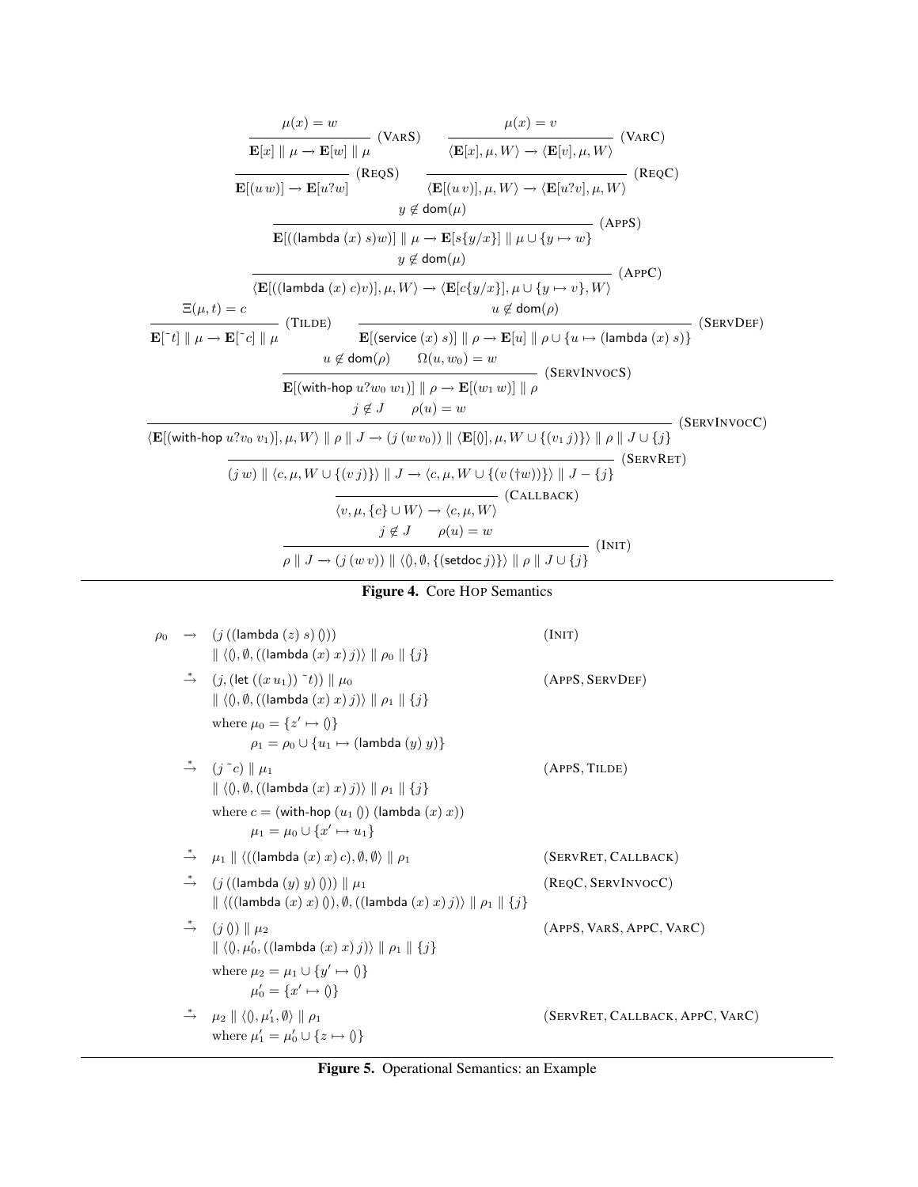$$\frac{\mu(x) = w}{\mathbf{E}[x] \parallel \mu \rightarrow \mathbf{E}[w] \parallel \mu} \text{ (VARS)} \qquad \frac{\mu(x) = v}{\langle \mathbf{E}[x], \mu, W \rangle \rightarrow \langle \mathbf{E}[v], \mu, W \rangle} \text{ (VARC)}$$

$$\frac{}{\mathbf{E}[(u\,w)] \rightarrow \mathbf{E}[u?w]} \text{ (REQS)} \qquad \frac{}{\langle \mathbf{E}[(u\,v)], \mu, W \rangle \rightarrow \langle \mathbf{E}[u?v], \mu, W \rangle} \text{ (REQC)}$$

$$\frac{y \notin \mathsf{dom}(\mu)}{\mathbf{E}[((\mathsf{lambda}\ (x)\ s) w)] \parallel \mu \rightarrow \mathbf{E}[s\{y/x\}] \parallel \mu \cup \{y \mapsto w\}} \text{ (APPS)}$$

$$\frac{y \notin \mathsf{dom}(\mu)}{\langle \mathbf{E}[((\mathsf{lambda}\ (x)\ c) v)], \mu, W \rangle \rightarrow \langle \mathbf{E}[c\{y/x\}], \mu \cup \{y \mapsto v\}, W \rangle} \text{ (APPC)}$$

$$\frac{\Xi(\mu, t) = c}{\mathbf{E}[\tilde{}t] \parallel \mu \rightarrow \mathbf{E}[\tilde{}c] \parallel \mu} \text{ (TILDE)} \qquad \frac{u \notin \mathsf{dom}(\rho)}{\mathbf{E}[(\mathsf{service}\ (x)\ s)] \parallel \rho \rightarrow \mathbf{E}[u] \parallel \rho \cup \{u \mapsto (\mathsf{lambda}\ (x)\ s)\}} \text{ (SERVDEF)}$$

$$\frac{u \notin \mathsf{dom}(\rho) \qquad \Omega(u, w_0) = w}{\mathbf{E}[(\mathsf{with\text{-}hop}\ u?w_0\ w_1)] \parallel \rho \rightarrow \mathbf{E}[(w_1\, w)] \parallel \rho} \text{ (SERVINVOCS)}$$

$$\frac{j \notin J \qquad \rho(u) = w}{\langle \mathbf{E}[(\mathsf{with\text{-}hop}\ u?v_0\ v_1)], \mu, W \rangle \parallel \rho \parallel J \rightarrow (j\,(w\,v_0)) \parallel \langle \mathbf{E}[()], \mu, W \cup \{(v_1\, j)\} \rangle \parallel \rho \parallel J \cup \{j\}} \text{ (SERVINVOCC)}$$

$$\frac{}{(j\,w) \parallel \langle c, \mu, W \cup \{(v\,j)\} \rangle \parallel J \rightarrow \langle c, \mu, W \cup \{(v\,(\dagger w))\} \rangle \parallel J - \{j\}} \text{ (SERVRET)}$$

$$\frac{}{\langle v, \mu, \{c\} \cup W \rangle \rightarrow \langle c, \mu, W \rangle} \text{ (CALLBACK)}$$

$$\frac{j \notin J \qquad \rho(u) = w}{\rho \parallel J \rightarrow (j\,(w\,v)) \parallel \langle (), \emptyset, \{(\mathsf{setdoc}\ j)\} \rangle \parallel \rho \parallel J \cup \{j\}} \text{ (INIT)}$$

**Figure 4.** Core HOP Semantics

| | | | |
|---|---|---|---|
| $\rho_0$ | $\rightarrow$ | $(j\,((\mathsf{lambda}\ (z)\ s)\ ()))$ <br> $\parallel \langle (), \emptyset, ((\mathsf{lambda}\ (x)\ x)\ j) \rangle \parallel \rho_0 \parallel \{j\}$ | (INIT) |
| | $\xrightarrow{*}$ | $(j, (\mathsf{let}\ ((x\, u_1))\ \tilde{}t)) \parallel \mu_0$ <br> $\parallel \langle (), \emptyset, ((\mathsf{lambda}\ (x)\ x)\ j) \rangle \parallel \rho_1 \parallel \{j\}$ <br> where $\mu_0 = \{z' \mapsto ()\}$ <br> $\rho_1 = \rho_0 \cup \{u_1 \mapsto (\mathsf{lambda}\ (y)\ y)\}$ | (APPS, SERVDEF) |
| | $\xrightarrow{*}$ | $(j\ \tilde{}c) \parallel \mu_1$ <br> $\parallel \langle (), \emptyset, ((\mathsf{lambda}\ (x)\ x)\ j) \rangle \parallel \rho_1 \parallel \{j\}$ <br> where $c = (\mathsf{with\text{-}hop}\ (u_1\ ())\ (\mathsf{lambda}\ (x)\ x))$ <br> $\mu_1 = \mu_0 \cup \{x' \mapsto u_1\}$ | (APPS, TILDE) |
| | $\xrightarrow{*}$ | $\mu_1 \parallel \langle ((\mathsf{lambda}\ (x)\ x)\ c), \emptyset, \emptyset \rangle \parallel \rho_1$ | (SERVRET, CALLBACK) |
| | $\xrightarrow{*}$ | $(j\,((\mathsf{lambda}\ (y)\ y)\ ())) \parallel \mu_1$ <br> $\parallel \langle ((\mathsf{lambda}\ (x)\ x)\ ()), \emptyset, ((\mathsf{lambda}\ (x)\ x)\ j) \rangle \parallel \rho_1 \parallel \{j\}$ | (REQC, SERVINVOCC) |
| | $\xrightarrow{*}$ | $(j\ ()) \parallel \mu_2$ <br> $\parallel \langle (), \mu_0', ((\mathsf{lambda}\ (x)\ x)\ j) \rangle \parallel \rho_1 \parallel \{j\}$ <br> where $\mu_2 = \mu_1 \cup \{y' \mapsto ()\}$ <br> $\mu_0' = \{x' \mapsto ()\}$ | (APPS, VARS, APPC, VARC) |
| | $\xrightarrow{*}$ | $\mu_2 \parallel \langle (), \mu_1', \emptyset \rangle \parallel \rho_1$ <br> where $\mu_1' = \mu_0' \cup \{z \mapsto ()\}$ | (SERVRET, CALLBACK, APPC, VARC) |

**Figure 5.** Operational Semantics: an Example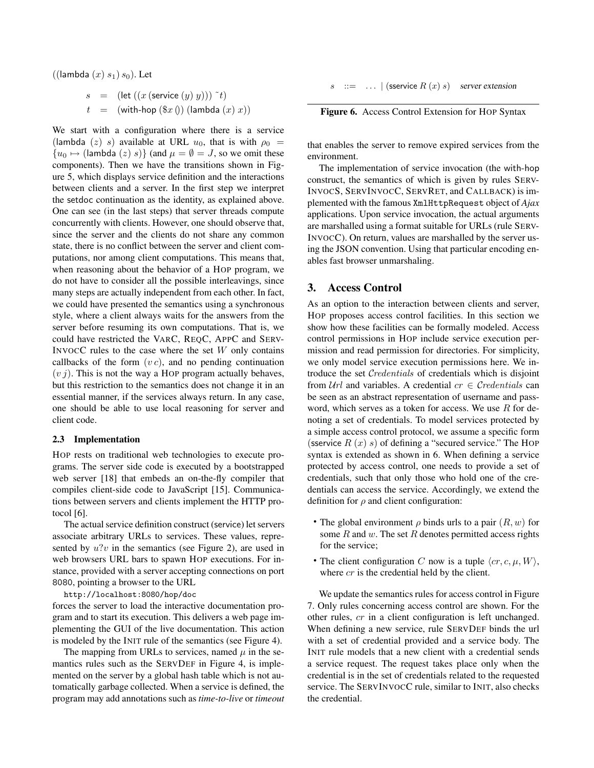((lambda $(x)$ $s_1$) $s_0$). Let

$$
\begin{array}{rcl}
s & = & (\text{let } ((x\ (\text{service } (y)\ y)))\ \tilde{}t) \\
t & = & (\text{with-hop } (\$x\ ())\ (\text{lambda } (x)\ x))
\end{array}
$$

We start with a configuration where there is a service (lambda $(z)$ $s$) available at URL $u_0$, that is with $\rho_0 = \{u_0 \mapsto (\text{lambda } (z)\ s)\}$ (and $\mu = \emptyset = J$, so we omit these components). Then we have the transitions shown in Figure 5, which displays service definition and the interactions between clients and a server. In the first step we interpret the setdoc continuation as the identity, as explained above. One can see (in the last steps) that server threads compute concurrently with clients. However, one should observe that, since the server and the clients do not share any common state, there is no conflict between the server and client computations, nor among client computations. This means that, when reasoning about the behavior of a HOP program, we do not have to consider all the possible interleavings, since many steps are actually independent from each other. In fact, we could have presented the semantics using a synchronous style, where a client always waits for the answers from the server before resuming its own computations. That is, we could have restricted the VARC, REQC, APPC and SERVINVOCC rules to the case where the set $W$ only contains callbacks of the form $(v\,c)$, and no pending continuation $(v\,j)$. This is not the way a HOP program actually behaves, but this restriction to the semantics does not change it in an essential manner, if the services always return. In any case, one should be able to use local reasoning for server and client code.

### 2.3 Implementation

HOP rests on traditional web technologies to execute programs. The server side code is executed by a bootstrapped web server [18] that embeds an on-the-fly compiler that compiles client-side code to JavaScript [15]. Communications between servers and clients implement the HTTP protocol [6].

The actual service definition construct (service) let servers associate arbitrary URLs to services. These values, represented by $u?v$ in the semantics (see Figure 2), are used in web browsers URL bars to spawn HOP executions. For instance, provided with a server accepting connections on port 8080, pointing a browser to the URL

```
http://localhost:8080/hop/doc
```

forces the server to load the interactive documentation program and to start its execution. This delivers a web page implementing the GUI of the live documentation. This action is modeled by the INIT rule of the semantics (see Figure 4).

The mapping from URLs to services, named $\mu$ in the semantics rules such as the SERVDEF in Figure 4, is implemented on the server by a global hash table which is not automatically garbage collected. When a service is defined, the program may add annotations such as *time-to-live* or *timeout* that enables the server to remove expired services from the environment.

The implementation of service invocation (the with-hop construct, the semantics of which is given by rules SERVINVOCS, SERVINVOCC, SERVRET, and CALLBACK) is implemented with the famous XmlHttpRequest object of *Ajax* applications. Upon service invocation, the actual arguments are marshalled using a format suitable for URLs (rule SERVINVOCC). On return, values are marshalled by the server using the JSON convention. Using that particular encoding enables fast browser unmarshaling.

$$
s \quad ::= \quad \ldots \mid (\text{sservice } R\ (x)\ s) \quad \textit{server extension}
$$

**Figure 6.** Access Control Extension for HOP Syntax

## 3. Access Control

As an option to the interaction between clients and server, HOP proposes access control facilities. In this section we show how these facilities can be formally modeled. Access control permissions in HOP include service execution permission and read permission for directories. For simplicity, we only model service execution permissions here. We introduce the set $\mathcal{C}redentials$ of credentials which is disjoint from $\mathcal{U}rl$ and variables. A credential $cr \in \mathcal{C}redentials$ can be seen as an abstract representation of username and password, which serves as a token for access. We use $R$ for denoting a set of credentials. To model services protected by a simple access control protocol, we assume a specific form (sservice $R$ $(x)$ $s$) of defining a "secured service." The HOP syntax is extended as shown in 6. When defining a service protected by access control, one needs to provide a set of credentials, such that only those who hold one of the credentials can access the service. Accordingly, we extend the definition for $\rho$ and client configuration:

- The global environment $\rho$ binds urls to a pair $(R, w)$ for some $R$ and $w$. The set $R$ denotes permitted access rights for the service;
- The client configuration $C$ now is a tuple $\langle cr, c, \mu, W \rangle$, where $cr$ is the credential held by the client.

We update the semantics rules for access control in Figure 7. Only rules concerning access control are shown. For the other rules, $cr$ in a client configuration is left unchanged. When defining a new service, rule SERVDEF binds the url with a set of credential provided and a service body. The INIT rule models that a new client with a credential sends a service request. The request takes place only when the credential is in the set of credentials related to the requested service. The SERVINVOCC rule, similar to INIT, also checks the credential.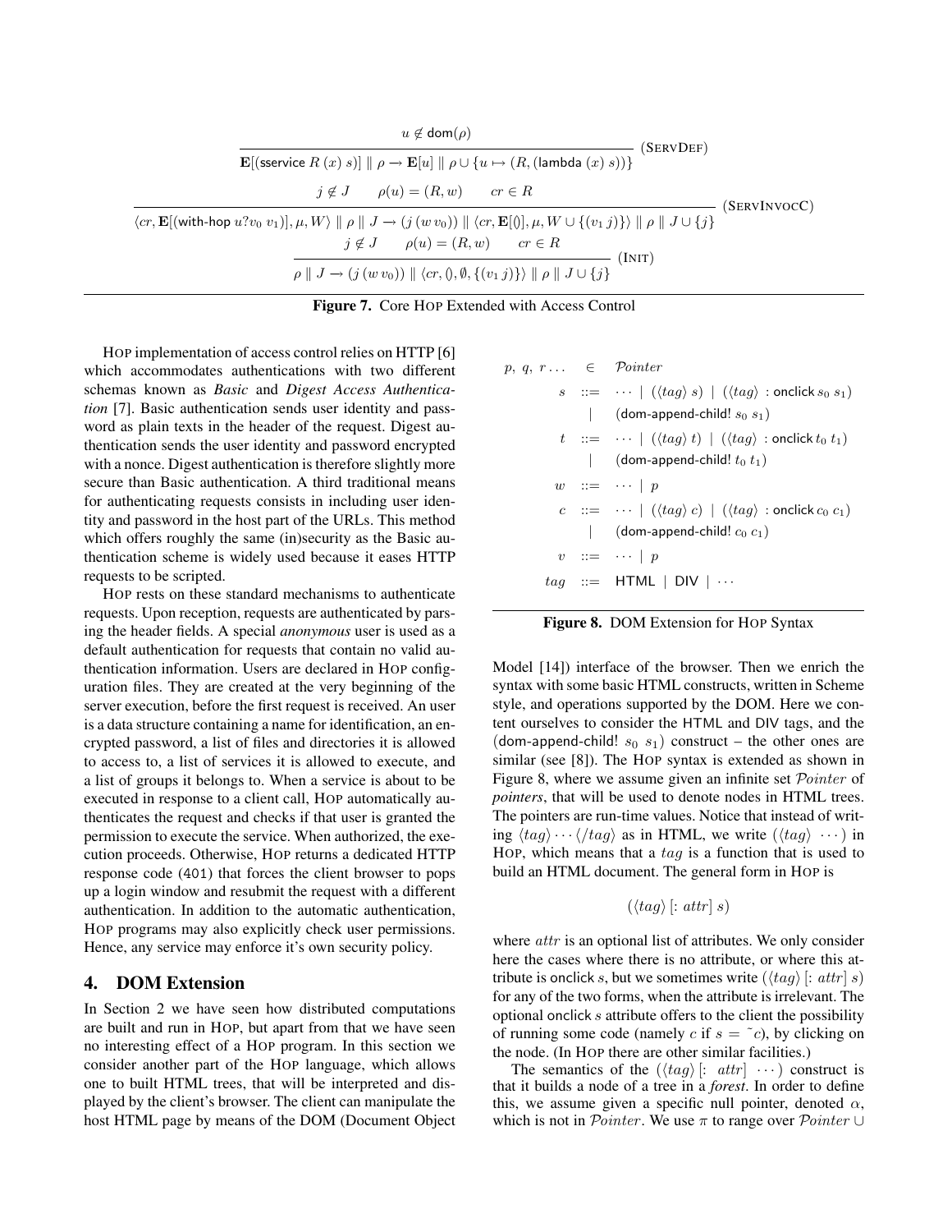$$\frac{u \notin \mathsf{dom}(\rho)}{\mathbf{E}[(\mathsf{sservice}\ R\ (x)\ s)] \parallel \rho \rightarrow \mathbf{E}[u] \parallel \rho \cup \{u \mapsto (R, (\mathsf{lambda}\ (x)\ s))\}}\ (\textsc{ServDef})$$

$$\frac{j \notin J \qquad \rho(u) = (R, w) \qquad cr \in R}{\langle cr, \mathbf{E}[(\mathsf{with\text{-}hop}\ u?v_0\ v_1)], \mu, W\rangle \parallel \rho \parallel J \rightarrow (j\,(w\,v_0)) \parallel \langle cr, \mathbf{E}[()], \mu, W \cup \{(v_1\,j)\}\rangle \parallel \rho \parallel J \cup \{j\}}\ (\textsc{ServInvocC})$$

$$\frac{j \notin J \qquad \rho(u) = (R, w) \qquad cr \in R}{\rho \parallel J \rightarrow (j\,(w\,v_0)) \parallel \langle cr, (), \emptyset, \{(v_1\,j)\}\rangle \parallel \rho \parallel J \cup \{j\}}\ (\textsc{Init})$$

**Figure 7.** Core HOP Extended with Access Control

HOP implementation of access control relies on HTTP [6] which accommodates authentications with two different schemas known as *Basic* and *Digest Access Authentication* [7]. Basic authentication sends user identity and password as plain texts in the header of the request. Digest authentication sends the user identity and password encrypted with a nonce. Digest authentication is therefore slightly more secure than Basic authentication. A third traditional means for authenticating requests consists in including user identity and password in the host part of the URLs. This method which offers roughly the same (in)security as the Basic authentication scheme is widely used because it eases HTTP requests to be scripted.

HOP rests on these standard mechanisms to authenticate requests. Upon reception, requests are authenticated by parsing the header fields. A special *anonymous* user is used as a default authentication for requests that contain no valid authentication information. Users are declared in HOP configuration files. They are created at the very beginning of the server execution, before the first request is received. An user is a data structure containing a name for identification, an encrypted password, a list of files and directories it is allowed to access to, a list of services it is allowed to execute, and a list of groups it belongs to. When a service is about to be executed in response to a client call, HOP automatically authenticates the request and checks if that user is granted the permission to execute the service. When authorized, the execution proceeds. Otherwise, HOP returns a dedicated HTTP response code (401) that forces the client browser to pops up a login window and resubmit the request with a different authentication. In addition to the automatic authentication, HOP programs may also explicitly check user permissions. Hence, any service may enforce it's own security policy.

## 4. DOM Extension

In Section 2 we have seen how distributed computations are built and run in HOP, but apart from that we have seen no interesting effect of a HOP program. In this section we consider another part of the HOP language, which allows one to built HTML trees, that will be interpreted and displayed by the client's browser. The client can manipulate the host HTML page by means of the DOM (Document Object Model [14]) interface of the browser. Then we enrich the syntax with some basic HTML constructs, written in Scheme style, and operations supported by the DOM. Here we content ourselves to consider the HTML and DIV tags, and the (dom-append-child! $s_0$ $s_1$) construct – the other ones are similar (see [8]). The HOP syntax is extended as shown in Figure 8, where we assume given an infinite set $\mathcal{P}ointer$ of *pointers*, that will be used to denote nodes in HTML trees. The pointers are run-time values. Notice that instead of writing $\langle tag\rangle \cdots \langle/tag\rangle$ as in HTML, we write $(\langle tag\rangle\ \cdots)$ in HOP, which means that a $tag$ is a function that is used to build an HTML document. The general form in HOP is

$$(\langle tag\rangle\ [:\ attr]\ s)$$

where $attr$ is an optional list of attributes. We only consider here the cases where there is no attribute, or where this attribute is onclick $s$, but we sometimes write $(\langle tag\rangle\ [:\ attr]\ s)$ for any of the two forms, when the attribute is irrelevant. The optional onclick $s$ attribute offers to the client the possibility of running some code (namely $c$ if $s = \tilde{\ }c$), by clicking on the node. (In HOP there are other similar facilities.)

The semantics of the $(\langle tag\rangle\ [:\ attr]\ \cdots)$ construct is that it builds a node of a tree in a *forest*. In order to define this, we assume given a specific null pointer, denoted $\alpha$, which is not in $\mathcal{P}ointer$. We use $\pi$ to range over $\mathcal{P}ointer \cup$

$$
\begin{array}{rcl}
p,\ q,\ r \ldots & \in & \mathcal{P}ointer \\
s & ::= & \cdots \mid (\langle tag\rangle\ s) \mid (\langle tag\rangle\ :\mathsf{onclick}\ s_0\ s_1) \\
 & \mid & (\mathsf{dom\text{-}append\text{-}child!}\ s_0\ s_1) \\
t & ::= & \cdots \mid (\langle tag\rangle\ t) \mid (\langle tag\rangle\ :\mathsf{onclick}\ t_0\ t_1) \\
 & \mid & (\mathsf{dom\text{-}append\text{-}child!}\ t_0\ t_1) \\
w & ::= & \cdots \mid p \\
c & ::= & \cdots \mid (\langle tag\rangle\ c) \mid (\langle tag\rangle\ :\mathsf{onclick}\ c_0\ c_1) \\
 & \mid & (\mathsf{dom\text{-}append\text{-}child!}\ c_0\ c_1) \\
v & ::= & \cdots \mid p \\
tag & ::= & \mathsf{HTML} \mid \mathsf{DIV} \mid \cdots
\end{array}
$$

**Figure 8.** DOM Extension for HOP Syntax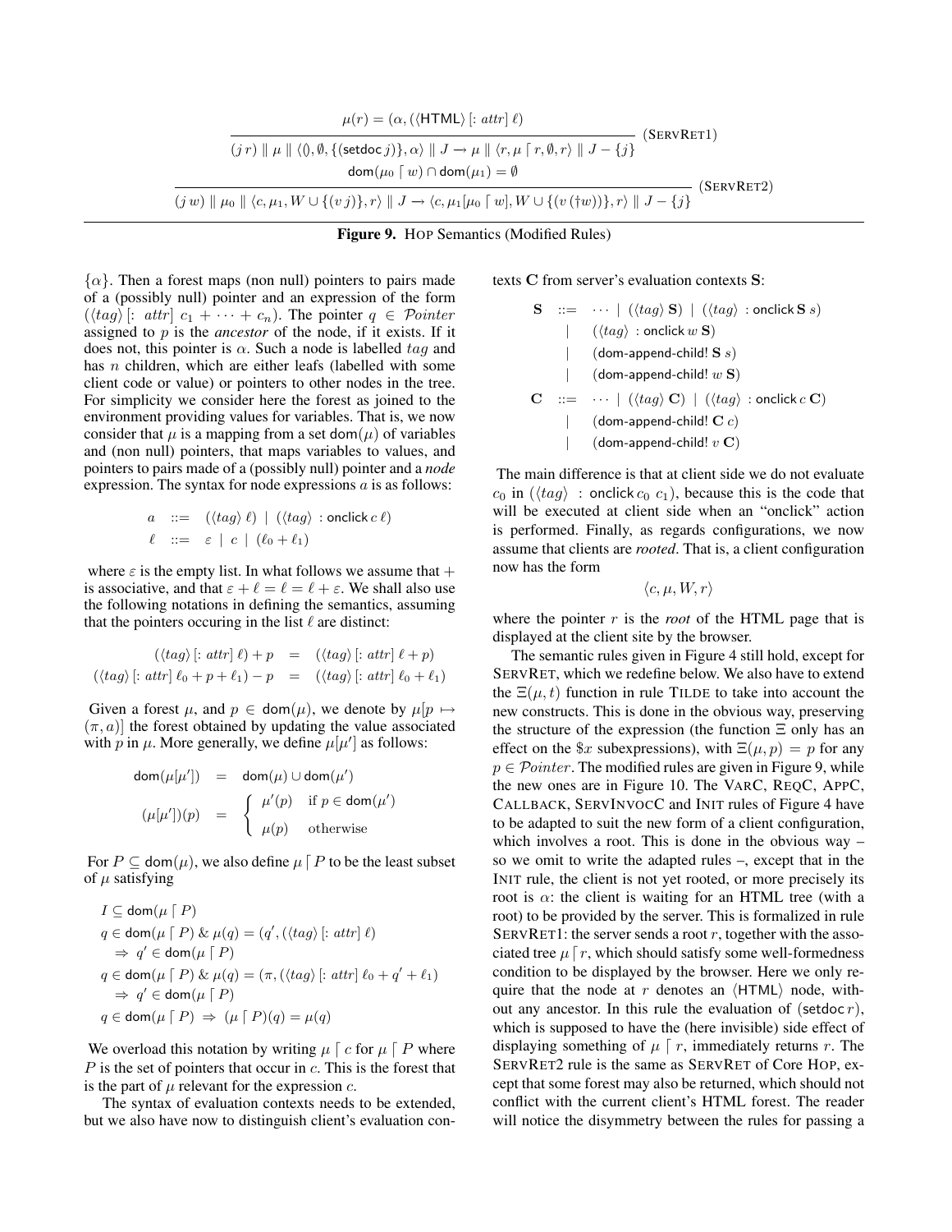$$\frac{\mu(r) = (\alpha, (\langle \mathsf{HTML} \rangle\, [:\, attr]\ \ell)}{(j\, r) \parallel \mu \parallel \langle (), \emptyset, \{(\mathsf{setdoc}\, j)\}, \alpha \rangle \parallel J \rightarrow \mu \parallel \langle r, \mu \lceil r, \emptyset, r \rangle \parallel J - \{j\}}\ (\textsc{ServRet1})$$

$$\frac{\mathsf{dom}(\mu_0 \lceil w) \cap \mathsf{dom}(\mu_1) = \emptyset}{(j\, w) \parallel \mu_0 \parallel \langle c, \mu_1, W \cup \{(v\, j)\}, r \rangle \parallel J \rightarrow \langle c, \mu_1[\mu_0 \lceil w], W \cup \{(v\, (\dagger w))\}, r \rangle \parallel J - \{j\}}\ (\textsc{ServRet2})$$

**Figure 9.** HOP Semantics (Modified Rules)

$\{\alpha\}$. Then a forest maps (non null) pointers to pairs made of a (possibly null) pointer and an expression of the form $(\langle tag \rangle\, [:\ attr]\ c_1 + \cdots + c_n)$. The pointer $q \in \mathcal{P}ointer$ assigned to $p$ is the *ancestor* of the node, if it exists. If it does not, this pointer is $\alpha$. Such a node is labelled $tag$ and has $n$ children, which are either leafs (labelled with some client code or value) or pointers to other nodes in the tree. For simplicity we consider here the forest as joined to the environment providing values for variables. That is, we now consider that $\mu$ is a mapping from a set $\mathsf{dom}(\mu)$ of variables and (non null) pointers, that maps variables to values, and pointers to pairs made of a (possibly null) pointer and a *node* expression. The syntax for node expressions $a$ is as follows:

$$\begin{array}{rcl} a & ::= & (\langle tag \rangle\ \ell) \mid (\langle tag \rangle\ : \mathsf{onclick}\ c\ \ell) \\ \ell & ::= & \varepsilon \mid c \mid (\ell_0 + \ell_1) \end{array}$$

where $\varepsilon$ is the empty list. In what follows we assume that $+$ is associative, and that $\varepsilon + \ell = \ell = \ell + \varepsilon$. We shall also use the following notations in defining the semantics, assuming that the pointers occuring in the list $\ell$ are distinct:

$$\begin{array}{rcl} ((\langle tag \rangle\, [:\ attr]\ \ell) + p & = & (\langle tag \rangle\, [:\ attr]\ \ell + p) \\ ((\langle tag \rangle\, [:\ attr]\ \ell_0 + p + \ell_1) - p & = & (\langle tag \rangle\, [:\ attr]\ \ell_0 + \ell_1) \end{array}$$

Given a forest $\mu$, and $p \in \mathsf{dom}(\mu)$, we denote by $\mu[p \mapsto (\pi, a)]$ the forest obtained by updating the value associated with $p$ in $\mu$. More generally, we define $\mu[\mu']$ as follows:

$$\begin{array}{rcl} \mathsf{dom}(\mu[\mu']) & = & \mathsf{dom}(\mu) \cup \mathsf{dom}(\mu') \\ (\mu[\mu'])(p) & = & \begin{cases} \mu'(p) & \text{if } p \in \mathsf{dom}(\mu') \\ \mu(p) & \text{otherwise} \end{cases} \end{array}$$

For $P \subseteq \mathsf{dom}(\mu)$, we also define $\mu \lceil P$ to be the least subset of $\mu$ satisfying

$$\begin{array}{l} I \subseteq \mathsf{dom}(\mu \lceil P) \\ q \in \mathsf{dom}(\mu \lceil P)\ \&\ \mu(q) = (q', (\langle tag \rangle\, [:\ attr]\ \ell) \\ \quad \Rightarrow\ q' \in \mathsf{dom}(\mu \lceil P) \\ q \in \mathsf{dom}(\mu \lceil P)\ \&\ \mu(q) = (\pi, (\langle tag \rangle\, [:\ attr]\ \ell_0 + q' + \ell_1) \\ \quad \Rightarrow\ q' \in \mathsf{dom}(\mu \lceil P) \\ q \in \mathsf{dom}(\mu \lceil P)\ \Rightarrow\ (\mu \lceil P)(q) = \mu(q) \end{array}$$

We overload this notation by writing $\mu \lceil c$ for $\mu \lceil P$ where $P$ is the set of pointers that occur in $c$. This is the forest that is the part of $\mu$ relevant for the expression $c$.

The syntax of evaluation contexts needs to be extended, but we also have now to distinguish client's evaluation contexts $\mathbf{C}$ from server's evaluation contexts $\mathbf{S}$:

$$\begin{array}{rcl} \mathbf{S} & ::= & \cdots \mid (\langle tag \rangle\ \mathbf{S}) \mid (\langle tag \rangle\ : \mathsf{onclick}\ \mathbf{S}\ s) \\ & \mid & (\langle tag \rangle\ : \mathsf{onclick}\ w\ \mathbf{S}) \\ & \mid & (\mathsf{dom\text{-}append\text{-}child!}\ \mathbf{S}\ s) \\ & \mid & (\mathsf{dom\text{-}append\text{-}child!}\ w\ \mathbf{S}) \\ \mathbf{C} & ::= & \cdots \mid (\langle tag \rangle\ \mathbf{C}) \mid (\langle tag \rangle\ : \mathsf{onclick}\ c\ \mathbf{C}) \\ & \mid & (\mathsf{dom\text{-}append\text{-}child!}\ \mathbf{C}\ c) \\ & \mid & (\mathsf{dom\text{-}append\text{-}child!}\ v\ \mathbf{C}) \end{array}$$

The main difference is that at client side we do not evaluate $c_0$ in $(\langle tag \rangle\ :\ \mathsf{onclick}\, c_0\ c_1)$, because this is the code that will be executed at client side when an "onclick" action is performed. Finally, as regards configurations, we now assume that clients are *rooted*. That is, a client configuration now has the form

$$\langle c, \mu, W, r \rangle$$

where the pointer $r$ is the *root* of the HTML page that is displayed at the client site by the browser.

The semantic rules given in Figure 4 still hold, except for SERVRET, which we redefine below. We also have to extend the $\Xi(\mu, t)$ function in rule TILDE to take into account the new constructs. This is done in the obvious way, preserving the structure of the expression (the function $\Xi$ only has an effect on the $\$x$ subexpressions), with $\Xi(\mu, p) = p$ for any $p \in \mathcal{P}ointer$. The modified rules are given in Figure 9, while the new ones are in Figure 10. The VARC, REQC, APPC, CALLBACK, SERVINVOCC and INIT rules of Figure 4 have to be adapted to suit the new form of a client configuration, which involves a root. This is done in the obvious way – so we omit to write the adapted rules –, except that in the INIT rule, the client is not yet rooted, or more precisely its root is $\alpha$: the client is waiting for an HTML tree (with a root) to be provided by the server. This is formalized in rule SERVRET1: the server sends a root $r$, together with the associated tree $\mu \lceil r$, which should satisfy some well-formedness condition to be displayed by the browser. Here we only require that the node at $r$ denotes an $\langle \mathsf{HTML} \rangle$ node, without any ancestor. In this rule the evaluation of $(\mathsf{setdoc}\, r)$, which is supposed to have the (here invisible) side effect of displaying something of $\mu \lceil r$, immediately returns $r$. The SERVRET2 rule is the same as SERVRET of Core HOP, except that some forest may also be returned, which should not conflict with the current client's HTML forest. The reader will notice the disymmetry between the rules for passing a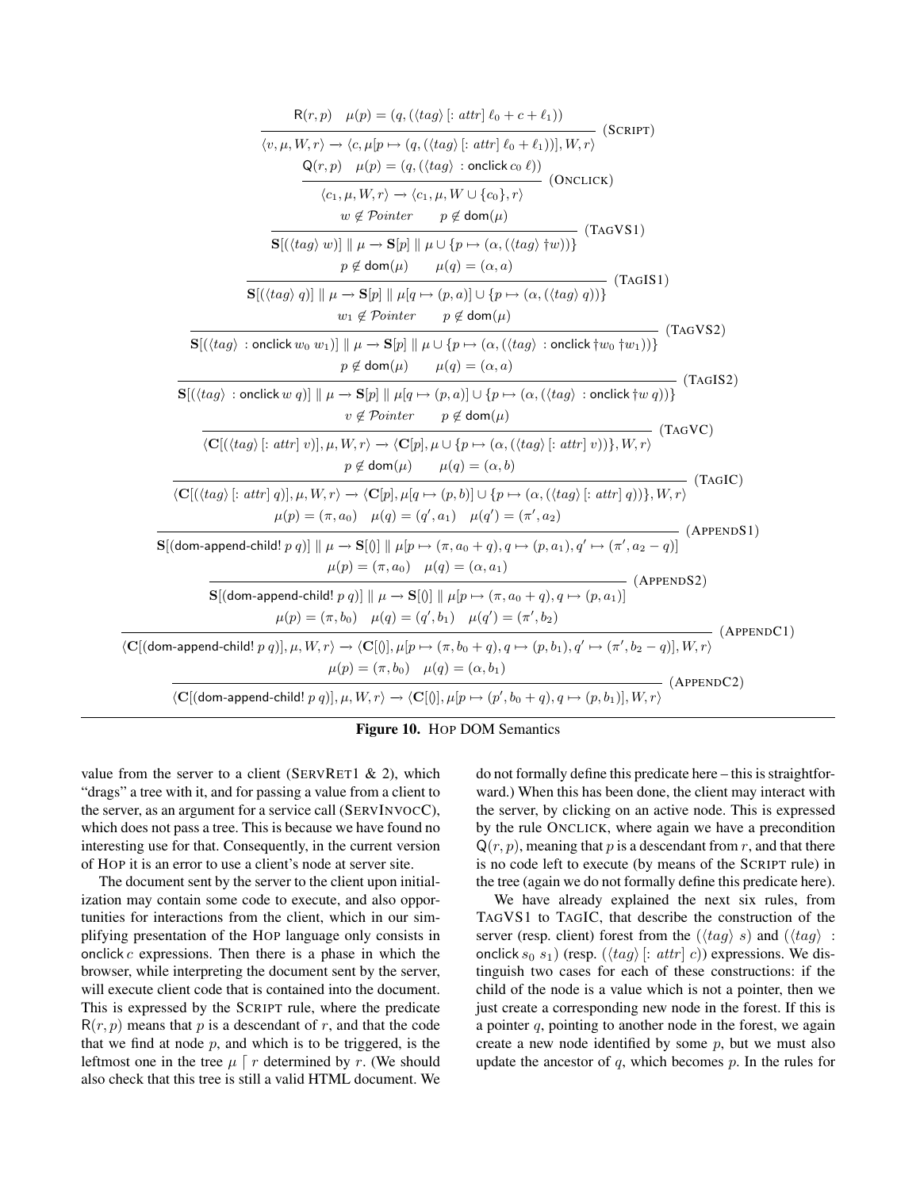$$\frac{\mathsf{R}(r,p) \quad \mu(p) = (q, (\langle tag\rangle\, [: attr]\; \ell_0 + c + \ell_1))}{\langle v, \mu, W, r\rangle \to \langle c, \mu[p \mapsto (q, (\langle tag\rangle\, [: attr]\; \ell_0 + \ell_1))], W, r\rangle} \;(\textsc{Script})$$

$$\frac{\mathsf{Q}(r,p) \quad \mu(p) = (q, (\langle tag\rangle\; : \mathsf{onclick}\, c_0\; \ell))}{\langle c_1, \mu, W, r\rangle \to \langle c_1, \mu, W \cup \{c_0\}, r\rangle} \;(\textsc{Onclick})$$

$$\frac{w \notin \mathcal{P}ointer \qquad p \notin \mathsf{dom}(\mu)}{\mathbf{S}[(\langle tag\rangle\; w)] \parallel \mu \to \mathbf{S}[p] \parallel \mu \cup \{p \mapsto (\alpha, (\langle tag\rangle\; \dagger w))\}} \;(\textsc{TagVS1})$$

$$\frac{p \notin \mathsf{dom}(\mu) \qquad \mu(q) = (\alpha, a)}{\mathbf{S}[(\langle tag\rangle\; q)] \parallel \mu \to \mathbf{S}[p] \parallel \mu[q \mapsto (p,a)] \cup \{p \mapsto (\alpha, (\langle tag\rangle\; q))\}} \;(\textsc{TagIS1})$$

$$\frac{w_1 \notin \mathcal{P}ointer \qquad p \notin \mathsf{dom}(\mu)}{\mathbf{S}[(\langle tag\rangle\; : \mathsf{onclick}\; w_0\; w_1)] \parallel \mu \to \mathbf{S}[p] \parallel \mu \cup \{p \mapsto (\alpha, (\langle tag\rangle\; : \mathsf{onclick}\; \dagger w_0\; \dagger w_1))\}} \;(\textsc{TagVS2})$$

$$\frac{p \notin \mathsf{dom}(\mu) \qquad \mu(q) = (\alpha, a)}{\mathbf{S}[(\langle tag\rangle\; : \mathsf{onclick}\; w\; q)] \parallel \mu \to \mathbf{S}[p] \parallel \mu[q \mapsto (p,a)] \cup \{p \mapsto (\alpha, (\langle tag\rangle\; : \mathsf{onclick}\; \dagger w\; q))\}} \;(\textsc{TagIS2})$$

$$\frac{v \notin \mathcal{P}ointer \qquad p \notin \mathsf{dom}(\mu)}{\langle \mathbf{C}[(\langle tag\rangle\, [: attr]\; v)], \mu, W, r\rangle \to \langle \mathbf{C}[p], \mu \cup \{p \mapsto (\alpha, (\langle tag\rangle\, [: attr]\; v))\}, W, r\rangle} \;(\textsc{TagVC})$$

$$\frac{p \notin \mathsf{dom}(\mu) \qquad \mu(q) = (\alpha, b)}{\langle \mathbf{C}[(\langle tag\rangle\, [: attr]\; q)], \mu, W, r\rangle \to \langle \mathbf{C}[p], \mu[q \mapsto (p,b)] \cup \{p \mapsto (\alpha, (\langle tag\rangle\, [: attr]\; q))\}, W, r\rangle} \;(\textsc{TagIC})$$

$$\frac{\mu(p) = (\pi, a_0) \quad \mu(q) = (q', a_1) \quad \mu(q') = (\pi', a_2)}{\mathbf{S}[(\mathsf{dom\text{-}append\text{-}child!}\; p\; q)] \parallel \mu \to \mathbf{S}[()] \parallel \mu[p \mapsto (\pi, a_0 + q), q \mapsto (p, a_1), q' \mapsto (\pi', a_2 - q)]} \;(\textsc{AppendS1})$$

$$\frac{\mu(p) = (\pi, a_0) \quad \mu(q) = (\alpha, a_1)}{\mathbf{S}[(\mathsf{dom\text{-}append\text{-}child!}\; p\; q)] \parallel \mu \to \mathbf{S}[()] \parallel \mu[p \mapsto (\pi, a_0 + q), q \mapsto (p, a_1)]} \;(\textsc{AppendS2})$$

$$\frac{\mu(p) = (\pi, b_0) \quad \mu(q) = (q', b_1) \quad \mu(q') = (\pi', b_2)}{\langle \mathbf{C}[(\mathsf{dom\text{-}append\text{-}child!}\; p\; q)], \mu, W, r\rangle \to \langle \mathbf{C}[()], \mu[p \mapsto (\pi, b_0 + q), q \mapsto (p, b_1), q' \mapsto (\pi', b_2 - q)], W, r\rangle} \;(\textsc{AppendC1})$$

$$\frac{\mu(p) = (\pi, b_0) \quad \mu(q) = (\alpha, b_1)}{\langle \mathbf{C}[(\mathsf{dom\text{-}append\text{-}child!}\; p\; q)], \mu, W, r\rangle \to \langle \mathbf{C}[()], \mu[p \mapsto (p', b_0 + q), q \mapsto (p, b_1)], W, r\rangle} \;(\textsc{AppendC2})$$

**Figure 10.** HOP DOM Semantics

value from the server to a client (SERVRET1 & 2), which "drags" a tree with it, and for passing a value from a client to the server, as an argument for a service call (SERVINVOCC), which does not pass a tree. This is because we have found no interesting use for that. Consequently, in the current version of HOP it is an error to use a client's node at server site.

The document sent by the server to the client upon initialization may contain some code to execute, and also opportunities for interactions from the client, which in our simplifying presentation of the HOP language only consists in onclick $c$ expressions. Then there is a phase in which the browser, while interpreting the document sent by the server, will execute client code that is contained into the document. This is expressed by the SCRIPT rule, where the predicate $\mathsf{R}(r, p)$ means that $p$ is a descendant of $r$, and that the code that we find at node $p$, and which is to be triggered, is the leftmost one in the tree $\mu \upharpoonright r$ determined by $r$. (We should also check that this tree is still a valid HTML document. We do not formally define this predicate here – this is straightforward.) When this has been done, the client may interact with the server, by clicking on an active node. This is expressed by the rule ONCLICK, where again we have a precondition $\mathsf{Q}(r, p)$, meaning that $p$ is a descendant from $r$, and that there is no code left to execute (by means of the SCRIPT rule) in the tree (again we do not formally define this predicate here).

We have already explained the next six rules, from TAGVS1 to TAGIC, that describe the construction of the server (resp. client) forest from the $(\langle tag\rangle\; s)$ and $(\langle tag\rangle\; :$ onclick $s_0\; s_1)$ (resp. $(\langle tag\rangle\, [: attr]\; c)$) expressions. We distinguish two cases for each of these constructions: if the child of the node is a value which is not a pointer, then we just create a corresponding new node in the forest. If this is a pointer $q$, pointing to another node in the forest, we again create a new node identified by some $p$, but we must also update the ancestor of $q$, which becomes $p$. In the rules for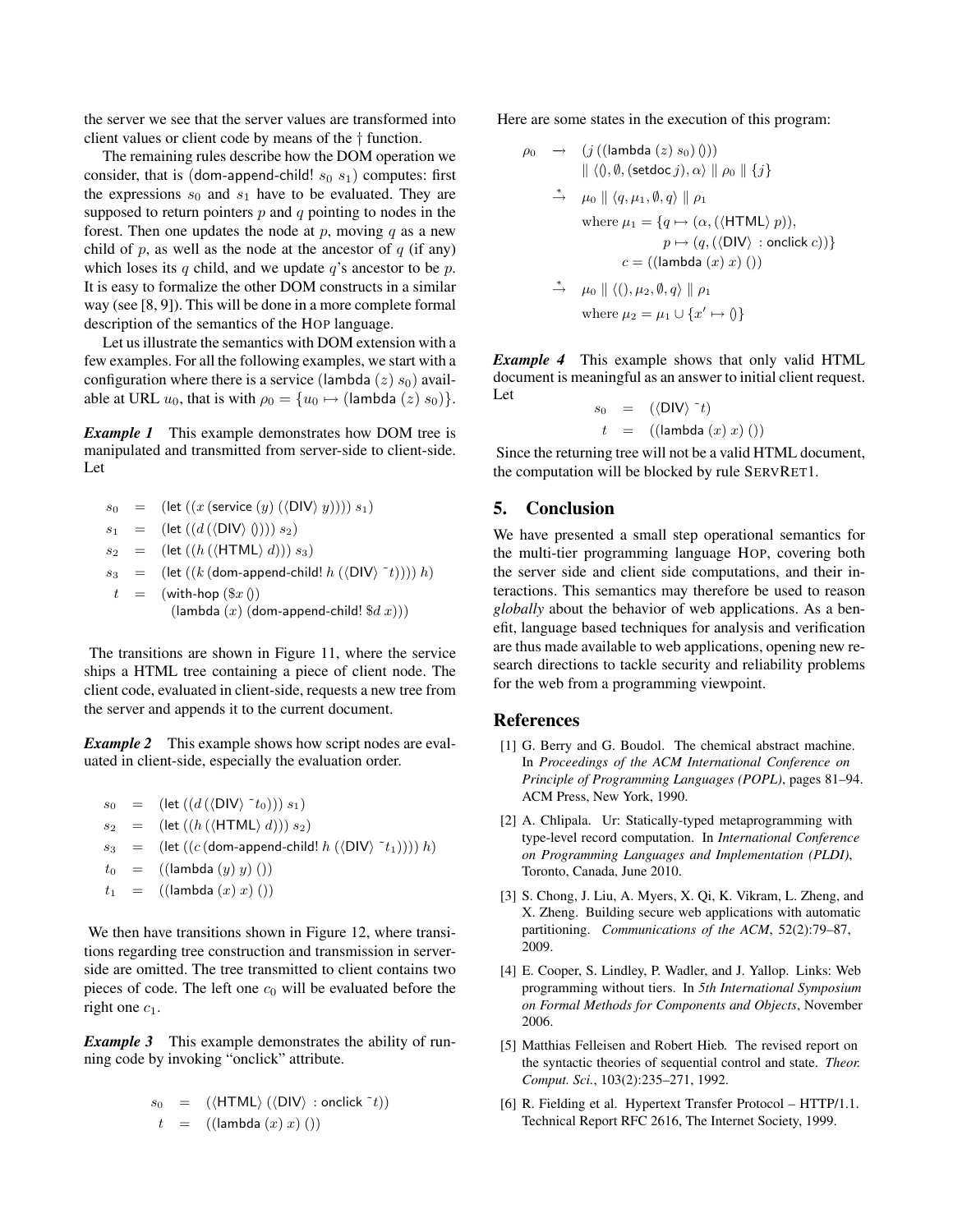the server we see that the server values are transformed into client values or client code by means of the † function.

The remaining rules describe how the DOM operation we consider, that is (dom-append-child! $s_0$ $s_1$) computes: first the expressions $s_0$ and $s_1$ have to be evaluated. They are supposed to return pointers $p$ and $q$ pointing to nodes in the forest. Then one updates the node at $p$, moving $q$ as a new child of $p$, as well as the node at the ancestor of $q$ (if any) which loses its $q$ child, and we update $q$'s ancestor to be $p$. It is easy to formalize the other DOM constructs in a similar way (see [8, 9]). This will be done in a more complete formal description of the semantics of the HOP language.

Let us illustrate the semantics with DOM extension with a few examples. For all the following examples, we start with a configuration where there is a service (lambda $(z)$ $s_0$) available at URL $u_0$, that is with $\rho_0 = \{u_0 \mapsto (\text{lambda } (z)\ s_0)\}$.

***Example 1*** This example demonstrates how DOM tree is manipulated and transmitted from server-side to client-side. Let

$$
\begin{array}{rcl}
s_0 & = & (\text{let } ((x\ (\text{service } (y)\ (\langle\text{DIV}\rangle\ y))))\ s_1) \\
s_1 & = & (\text{let } ((d\ (\langle\text{DIV}\rangle\ ())))\ s_2) \\
s_2 & = & (\text{let } ((h\ (\langle\text{HTML}\rangle\ d)))\ s_3) \\
s_3 & = & (\text{let } ((k\ (\text{dom-append-child! } h\ (\langle\text{DIV}\rangle\ \tilde{}t))))\ h) \\
t & = & (\text{with-hop } (\$x\ ()) \\
 & & \quad (\text{lambda } (x)\ (\text{dom-append-child! } \$d\ x)))
\end{array}
$$

The transitions are shown in Figure 11, where the service ships a HTML tree containing a piece of client node. The client code, evaluated in client-side, requests a new tree from the server and appends it to the current document.

***Example 2*** This example shows how script nodes are evaluated in client-side, especially the evaluation order.

$$
\begin{array}{rcl}
s_0 & = & (\text{let } ((d\ (\langle\text{DIV}\rangle\ \tilde{}t_0)))\ s_1) \\
s_2 & = & (\text{let } ((h\ (\langle\text{HTML}\rangle\ d)))\ s_2) \\
s_3 & = & (\text{let } ((c\ (\text{dom-append-child! } h\ (\langle\text{DIV}\rangle\ \tilde{}t_1))))\ h) \\
t_0 & = & ((\text{lambda } (y)\ y)\ ()) \\
t_1 & = & ((\text{lambda } (x)\ x)\ ())
\end{array}
$$

We then have transitions shown in Figure 12, where transitions regarding tree construction and transmission in server-side are omitted. The tree transmitted to client contains two pieces of code. The left one $c_0$ will be evaluated before the right one $c_1$.

***Example 3*** This example demonstrates the ability of running code by invoking "onclick" attribute.

$$
\begin{array}{rcl}
s_0 & = & (\langle\text{HTML}\rangle\ (\langle\text{DIV}\rangle\ :\text{onclick } \tilde{}t)) \\
t & = & ((\text{lambda } (x)\ x)\ ())
\end{array}
$$

Here are some states in the execution of this program:

$$
\begin{array}{rl}
\rho_0 & \rightarrow \quad (j\ ((\text{lambda } (z)\ s_0)\ ())) \\
 & \qquad \parallel \langle (), \emptyset, (\text{setdoc } j), \alpha \rangle \parallel \rho_0 \parallel \{j\} \\
 & \xrightarrow{*} \quad \mu_0 \parallel \langle q, \mu_1, \emptyset, q \rangle \parallel \rho_1 \\
 & \qquad \text{where } \mu_1 = \{q \mapsto (\alpha, (\langle\text{HTML}\rangle\ p)), \\
 & \qquad\qquad\qquad p \mapsto (q, (\langle\text{DIV}\rangle\ :\text{onclick } c))\} \\
 & \qquad\qquad c = ((\text{lambda } (x)\ x)\ ()) \\
 & \xrightarrow{*} \quad \mu_0 \parallel \langle (), \mu_2, \emptyset, q \rangle \parallel \rho_1 \\
 & \qquad \text{where } \mu_2 = \mu_1 \cup \{x' \mapsto ()\}
\end{array}
$$

***Example 4*** This example shows that only valid HTML document is meaningful as an answer to initial client request. Let

$$
\begin{array}{rcl}
s_0 & = & (\langle\text{DIV}\rangle\ \tilde{}t) \\
t & = & ((\text{lambda } (x)\ x)\ ())
\end{array}
$$

Since the returning tree will not be a valid HTML document, the computation will be blocked by rule SERVRET1.

## 5. Conclusion

We have presented a small step operational semantics for the multi-tier programming language HOP, covering both the server side and client side computations, and their interactions. This semantics may therefore be used to reason *globally* about the behavior of web applications. As a benefit, language based techniques for analysis and verification are thus made available to web applications, opening new research directions to tackle security and reliability problems for the web from a programming viewpoint.

## References

[1] G. Berry and G. Boudol. The chemical abstract machine. In *Proceedings of the ACM International Conference on Principle of Programming Languages (POPL)*, pages 81–94. ACM Press, New York, 1990.

[2] A. Chlipala. Ur: Statically-typed metaprogramming with type-level record computation. In *International Conference on Programming Languages and Implementation (PLDI)*, Toronto, Canada, June 2010.

[3] S. Chong, J. Liu, A. Myers, X. Qi, K. Vikram, L. Zheng, and X. Zheng. Building secure web applications with automatic partitioning. *Communications of the ACM*, 52(2):79–87, 2009.

[4] E. Cooper, S. Lindley, P. Wadler, and J. Yallop. Links: Web programming without tiers. In *5th International Symposium on Formal Methods for Components and Objects*, November 2006.

[5] Matthias Felleisen and Robert Hieb. The revised report on the syntactic theories of sequential control and state. *Theor. Comput. Sci.*, 103(2):235–271, 1992.

[6] R. Fielding et al. Hypertext Transfer Protocol – HTTP/1.1. Technical Report RFC 2616, The Internet Society, 1999.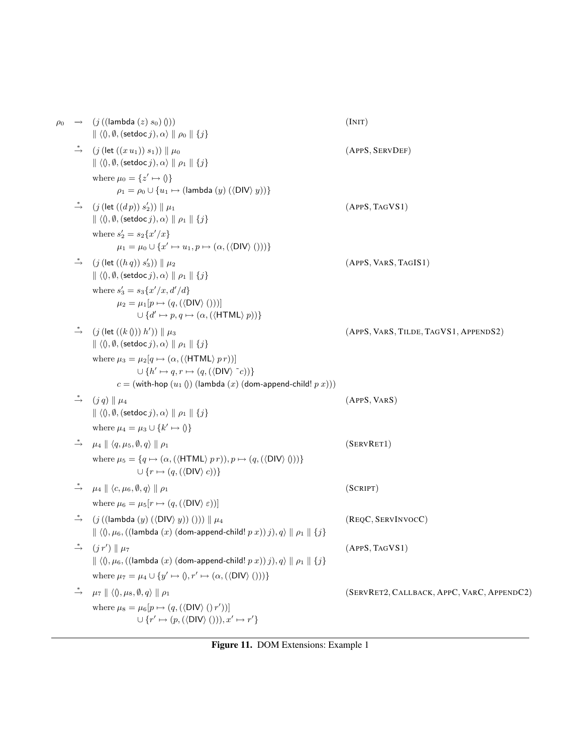$$
\begin{array}{llll}
\rho_0 & \rightarrow & (j\,((\mathsf{lambda}\ (z)\ s_0)\ ())) & (\textsc{Init}) \\
& & \parallel \langle (), \emptyset, (\mathsf{setdoc}\, j), \alpha \rangle \parallel \rho_0 \parallel \{j\} & \\
& \xrightarrow{*} & (j\,(\mathsf{let}\ ((x\, u_1))\ s_1)) \parallel \mu_0 & (\textsc{AppS}, \textsc{ServDef}) \\
& & \parallel \langle (), \emptyset, (\mathsf{setdoc}\, j), \alpha \rangle \parallel \rho_1 \parallel \{j\} & \\
& & \text{where } \mu_0 = \{z' \mapsto ()\} & \\
& & \qquad \rho_1 = \rho_0 \cup \{u_1 \mapsto (\mathsf{lambda}\ (y)\ (\langle \mathsf{DIV} \rangle\ y))\} & \\
& \xrightarrow{*} & (j\,(\mathsf{let}\ ((d\, p))\ s_2')) \parallel \mu_1 & (\textsc{AppS}, \textsc{TagVS1}) \\
& & \parallel \langle (), \emptyset, (\mathsf{setdoc}\, j), \alpha \rangle \parallel \rho_1 \parallel \{j\} & \\
& & \text{where } s_2' = s_2\{x'/x\} & \\
& & \qquad \mu_1 = \mu_0 \cup \{x' \mapsto u_1, p \mapsto (\alpha, (\langle \mathsf{DIV} \rangle\ ()))\} & \\
& \xrightarrow{*} & (j\,(\mathsf{let}\ ((h\, q))\ s_3')) \parallel \mu_2 & (\textsc{AppS}, \textsc{VarS}, \textsc{TagIS1}) \\
& & \parallel \langle (), \emptyset, (\mathsf{setdoc}\, j), \alpha \rangle \parallel \rho_1 \parallel \{j\} & \\
& & \text{where } s_3' = s_3\{x'/x, d'/d\} & \\
& & \qquad \mu_2 = \mu_1[p \mapsto (q, (\langle \mathsf{DIV} \rangle\ ()))] & \\
& & \qquad\qquad \cup \{d' \mapsto p, q \mapsto (\alpha, (\langle \mathsf{HTML} \rangle\ p))\} & \\
& \xrightarrow{*} & (j\,(\mathsf{let}\ ((k\, ()))\ h')) \parallel \mu_3 & (\textsc{AppS}, \textsc{VarS}, \textsc{Tilde}, \textsc{TagVS1}, \textsc{AppendS2}) \\
& & \parallel \langle (), \emptyset, (\mathsf{setdoc}\, j), \alpha \rangle \parallel \rho_1 \parallel \{j\} & \\
& & \text{where } \mu_3 = \mu_2[q \mapsto (\alpha, (\langle \mathsf{HTML} \rangle\ p\, r))] & \\
& & \qquad\qquad \cup \{h' \mapsto q, r \mapsto (q, (\langle \mathsf{DIV} \rangle\ \tilde{}c))\} & \\
& & \qquad c = (\mathsf{with\text{-}hop}\ (u_1\ ())\ (\mathsf{lambda}\ (x)\ (\mathsf{dom\text{-}append\text{-}child!}\ p\ x))) & \\
& \xrightarrow{*} & (j\, q) \parallel \mu_4 & (\textsc{AppS}, \textsc{VarS}) \\
& & \parallel \langle (), \emptyset, (\mathsf{setdoc}\, j), \alpha \rangle \parallel \rho_1 \parallel \{j\} & \\
& & \text{where } \mu_4 = \mu_3 \cup \{k' \mapsto ()\} & \\
& \xrightarrow{*} & \mu_4 \parallel \langle q, \mu_5, \emptyset, q \rangle \parallel \rho_1 & (\textsc{ServRet1}) \\
& & \text{where } \mu_5 = \{q \mapsto (\alpha, (\langle \mathsf{HTML} \rangle\ p\, r)), p \mapsto (q, (\langle \mathsf{DIV} \rangle\ ()))\} & \\
& & \qquad\qquad \cup \{r \mapsto (q, (\langle \mathsf{DIV} \rangle\ c))\} & \\
& \xrightarrow{*} & \mu_4 \parallel \langle c, \mu_6, \emptyset, q \rangle \parallel \rho_1 & (\textsc{Script}) \\
& & \text{where } \mu_6 = \mu_5[r \mapsto (q, (\langle \mathsf{DIV} \rangle\ \varepsilon))] & \\
& \xrightarrow{*} & (j\,((\mathsf{lambda}\ (y)\ (\langle \mathsf{DIV} \rangle\ y))\ ())) \parallel \mu_4 & (\textsc{ReqC}, \textsc{ServInvocC}) \\
& & \parallel \langle (), \mu_6, ((\mathsf{lambda}\ (x)\ (\mathsf{dom\text{-}append\text{-}child!}\ p\ x))\ j), q \rangle \parallel \rho_1 \parallel \{j\} & \\
& \xrightarrow{*} & (j\, r') \parallel \mu_7 & (\textsc{AppS}, \textsc{TagVS1}) \\
& & \parallel \langle (), \mu_6, ((\mathsf{lambda}\ (x)\ (\mathsf{dom\text{-}append\text{-}child!}\ p\ x))\ j), q \rangle \parallel \rho_1 \parallel \{j\} & \\
& & \text{where } \mu_7 = \mu_4 \cup \{y' \mapsto (), r' \mapsto (\alpha, (\langle \mathsf{DIV} \rangle\ ()))\} & \\
& \xrightarrow{*} & \mu_7 \parallel \langle (), \mu_8, \emptyset, q \rangle \parallel \rho_1 & (\textsc{ServRet2}, \textsc{Callback}, \textsc{AppC}, \textsc{VarC}, \textsc{AppendC2}) \\
& & \text{where } \mu_8 = \mu_6[p \mapsto (q, (\langle \mathsf{DIV} \rangle\ ()\, r'))] & \\
& & \qquad\qquad \cup \{r' \mapsto (p, (\langle \mathsf{DIV} \rangle\ ())), x' \mapsto r'\} &
\end{array}
$$

**Figure 11.** DOM Extensions: Example 1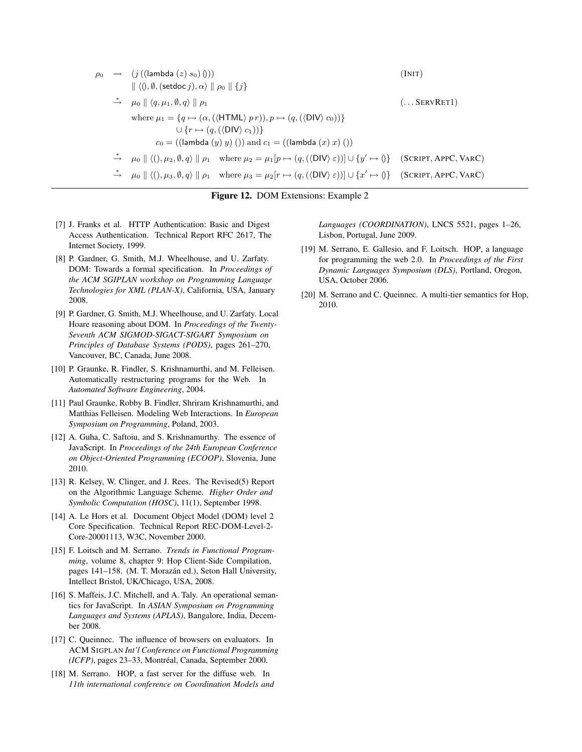$$
\begin{array}{lll}
\rho_0 & \rightarrow & (j\,((\mathsf{lambda}\ (z)\ s_0)\ ()))  \qquad\qquad\qquad\qquad\qquad\qquad\qquad\qquad\qquad\qquad\qquad\qquad (\textsc{Init}) \\
& & \parallel \langle (), \emptyset, (\mathsf{setdoc}\ j), \alpha \rangle \parallel \rho_0 \parallel \{j\} \\
& \overset{*}{\rightarrow} & \mu_0 \parallel \langle q, \mu_1, \emptyset, q \rangle \parallel \rho_1 \qquad\qquad\qquad\qquad\qquad\qquad\qquad\qquad\qquad\qquad\qquad (\ldots \textsc{ServRet1}) \\
& & \text{where } \mu_1 = \{q \mapsto (\alpha, (\langle \mathsf{HTML} \rangle\ p\, r)), p \mapsto (q, (\langle \mathsf{DIV} \rangle\ c_0))\} \\
& & \qquad\qquad \cup \{r \mapsto (q, (\langle \mathsf{DIV} \rangle\ c_1))\} \\
& & \qquad c_0 = ((\mathsf{lambda}\ (y)\ y)\ ()) \text{ and } c_1 = ((\mathsf{lambda}\ (x)\ x)\ ()) \\
& \overset{*}{\rightarrow} & \mu_0 \parallel \langle (), \mu_2, \emptyset, q \rangle \parallel \rho_1 \quad \text{where } \mu_2 = \mu_1[p \mapsto (q, (\langle \mathsf{DIV} \rangle\ \varepsilon))] \cup \{y' \mapsto ()\} \quad (\textsc{Script}, \textsc{AppC}, \textsc{VarC}) \\
& \overset{*}{\rightarrow} & \mu_0 \parallel \langle (), \mu_3, \emptyset, q \rangle \parallel \rho_1 \quad \text{where } \mu_3 = \mu_2[r \mapsto (q, (\langle \mathsf{DIV} \rangle\ \varepsilon))] \cup \{x' \mapsto ()\} \quad (\textsc{Script}, \textsc{AppC}, \textsc{VarC})
\end{array}
$$

**Figure 12.** DOM Extensions: Example 2

[7] J. Franks et al. HTTP Authentication: Basic and Digest Access Authentication. Technical Report RFC 2617, The Internet Society, 1999.

[8] P. Gardner, G. Smith, M.J. Wheelhouse, and U. Zarfaty. DOM: Towards a formal specification. In *Proceedings of the ACM SGIPLAN workshop on Programming Language Technologies for XML (PLAN-X)*, California, USA, January 2008.

[9] P. Gardner, G. Smith, M.J. Wheelhouse, and U. Zarfaty. Local Hoare reasoning about DOM. In *Proceedings of the Twenty-Seventh ACM SIGMOD-SIGACT-SIGART Symposium on Principles of Database Systems (PODS)*, pages 261–270, Vancouver, BC, Canada, June 2008.

[10] P. Graunke, R. Findler, S. Krishnamurthi, and M. Felleisen. Automatically restructuring programs for the Web. In *Automated Software Engineering*, 2004.

[11] Paul Graunke, Robby B. Findler, Shriram Krishnamurthi, and Matthias Felleisen. Modeling Web Interactions. In *European Symposium on Programming*, Poland, 2003.

[12] A. Guha, C. Saftoiu, and S. Krishnamurthy. The essence of JavaScript. In *Proceedings of the 24th European Conference on Object-Oriented Programming (ECOOP)*, Slovenia, June 2010.

[13] R. Kelsey, W. Clinger, and J. Rees. The Revised(5) Report on the Algorithmic Language Scheme. *Higher Order and Symbolic Computation (HOSC)*, 11(1), September 1998.

[14] A. Le Hors et al. Document Object Model (DOM) level 2 Core Specification. Technical Report REC-DOM-Level-2-Core-20001113, W3C, November 2000.

[15] F. Loitsch and M. Serrano. *Trends in Functional Programming*, volume 8, chapter 9: Hop Client-Side Compilation, pages 141–158. (M. T. Morazán ed.), Seton Hall University, Intellect Bristol, UK/Chicago, USA, 2008.

[16] S. Maffeis, J.C. Mitchell, and A. Taly. An operational semantics for JavaScript. In *ASIAN Symposium on Programming Languages and Systems (APLAS)*, Bangalore, India, December 2008.

[17] C. Queinnec. The influence of browsers on evaluators. In ACM SIGPLAN *Int'l Conference on Functional Programming (ICFP)*, pages 23–33, Montréal, Canada, September 2000.

[18] M. Serrano. HOP, a fast server for the diffuse web. In *11th international conference on Coordination Models and Languages (COORDINATION)*, LNCS 5521, pages 1–26, Lisbon, Portugal, June 2009.

[19] M. Serrano, E. Gallesio, and F. Loitsch. HOP, a language for programming the web 2.0. In *Proceedings of the First Dynamic Languages Symposium (DLS)*, Portland, Oregon, USA, October 2006.

[20] M. Serrano and C. Queinnec. A multi-tier semantics for Hop, 2010.